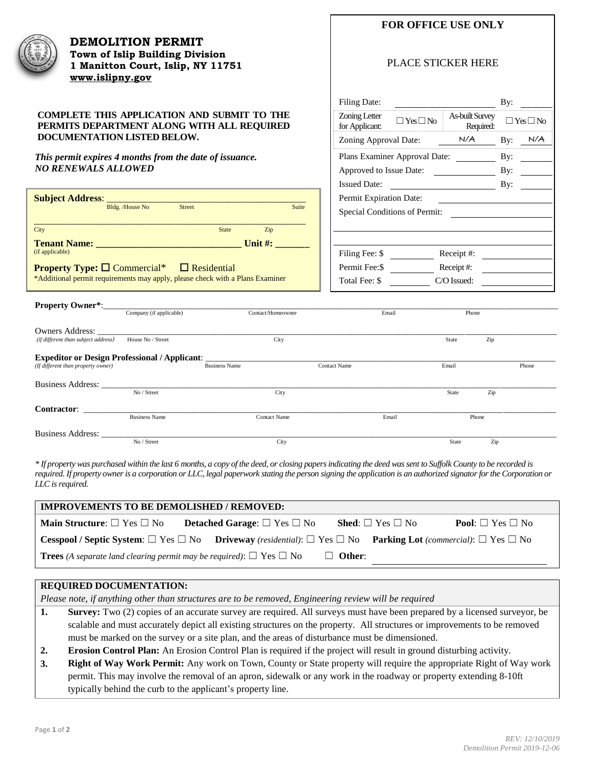# DEMOLITION PERMIT

**Town of Islip Building Division**
**1 Manitton Court, Islip, NY 11751**
**www.islipny.gov**

**COMPLETE THIS APPLICATION AND SUBMIT TO THE PERMITS DEPARTMENT ALONG WITH ALL REQUIRED DOCUMENTATION LISTED BELOW.**

***This permit expires 4 months from the date of issuance.***
***NO RENEWALS ALLOWED***

**FOR OFFICE USE ONLY**

PLACE STICKER HERE

| | | | |
|---|---|---|---|
| Filing Date: | | By: | |
| Zoning Letter for Applicant: ☐ Yes ☐ No | | As-built Survey Required: | ☐ Yes ☐ No |
| Zoning Approval Date: | N/A | By: | N/A |
| Plans Examiner Approval Date: | | By: | |
| Approved to Issue Date: | | By: | |
| Issued Date: | | By: | |
| Permit Expiration Date: | | | |
| Special Conditions of Permit: | | | |
| Filing Fee: $ | | Receipt #: | |
| Permit Fee:$ | | Receipt #: | |
| Total Fee: $ | | C/O Issued: | |

**Subject Address**: ______________________________________________
Bldg. /House No  Street  Suite

______________________________________________
City  State  Zip

**Tenant Name:** ______________________________ **Unit #:** _______
(if applicable)

**Property Type:** ☐ Commercial* ☐ Residential
*Additional permit requirements may apply, please check with a Plans Examiner

**Property Owner***: ______________________________________________
Company (if applicable)  Contact/Homeowner  Email  Phone

Owners Address: ______________________________________________
*(if different than subject address)*  House No / Street  City  State  Zip

**Expeditor or Design Professional / Applicant**: ______________________________________________
*(If different than property owner)*  Business Name  Contact Name  Email  Phone

Business Address: ______________________________________________
No / Street  City  State  Zip

**Contractor**: ______________________________________________
Business Name  Contact Name  Email  Phone

Business Address: ______________________________________________
No / Street  City  State  Zip

*\* If property was purchased within the last 6 months, a copy of the deed, or closing papers indicating the deed was sent to Suffolk County to be recorded is required. If property owner is a corporation or LLC, legal paperwork stating the person signing the application is an authorized signator for the Corporation or LLC is required.*

## IMPROVEMENTS TO BE DEMOLISHED / REMOVED:

**Main Structure**: ☐ Yes ☐ No  **Detached Garage**: ☐ Yes ☐ No  **Shed**: ☐ Yes ☐ No  **Pool**: ☐ Yes ☐ No

**Cesspool / Septic System**: ☐ Yes ☐ No  **Driveway** *(residential)*: ☐ Yes ☐ No  **Parking Lot** *(commercial)*: ☐ Yes ☐ No

**Trees** *(A separate land clearing permit may be required)*: ☐ Yes ☐ No  ☐ **Other**: ______________________

## REQUIRED DOCUMENTATION:

*Please note, if anything other than structures are to be removed, Engineering review will be required*

1. **Survey:** Two (2) copies of an accurate survey are required. All surveys must have been prepared by a licensed surveyor, be scalable and must accurately depict all existing structures on the property. All structures or improvements to be removed must be marked on the survey or a site plan, and the areas of disturbance must be dimensioned.
2. **Erosion Control Plan:** An Erosion Control Plan is required if the project will result in ground disturbing activity.
3. **Right of Way Work Permit:** Any work on Town, County or State property will require the appropriate Right of Way work permit. This may involve the removal of an apron, sidewalk or any work in the roadway or property extending 8-10ft typically behind the curb to the applicant's property line.

*REV: 12/10/2019*
*Demolition Permit 2019-12-06*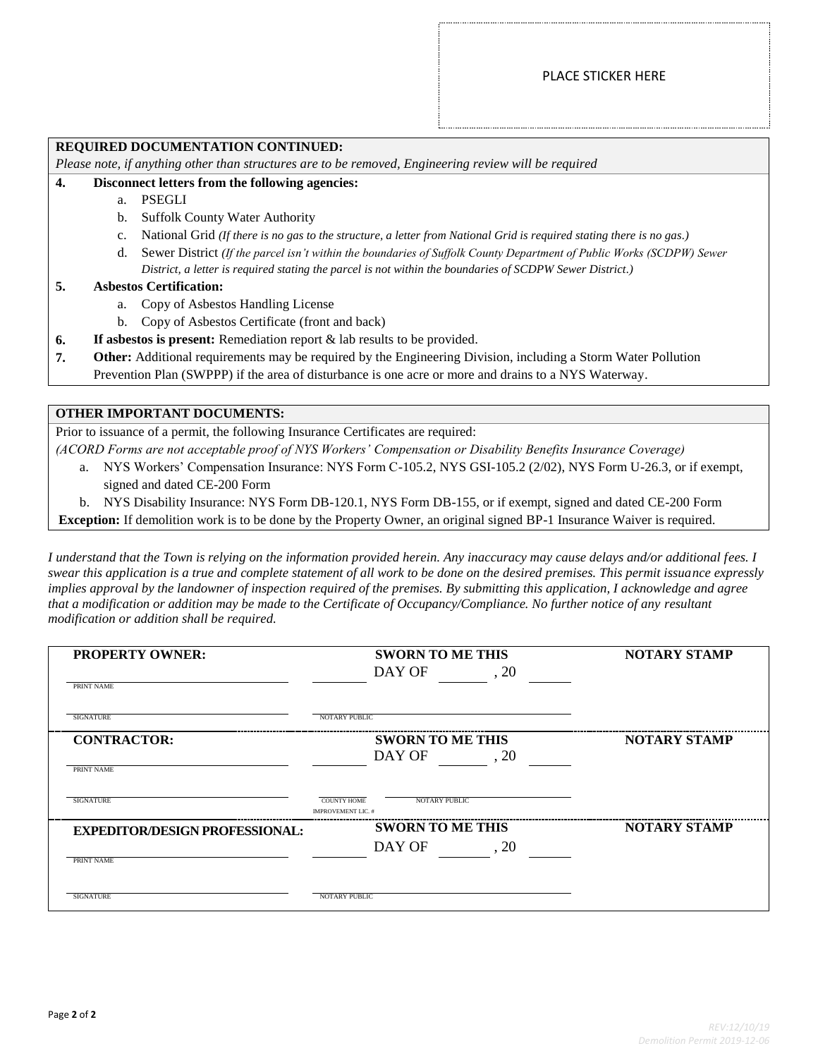PLACE STICKER HERE

**REQUIRED DOCUMENTATION CONTINUED:**

*Please note, if anything other than structures are to be removed, Engineering review will be required*

**4. Disconnect letters from the following agencies:**

a. PSEGLI
b. Suffolk County Water Authority
c. National Grid *(If there is no gas to the structure, a letter from National Grid is required stating there is no gas.)*
d. Sewer District *(If the parcel isn't within the boundaries of Suffolk County Department of Public Works (SCDPW) Sewer District, a letter is required stating the parcel is not within the boundaries of SCDPW Sewer District.)*

**5. Asbestos Certification:**

a. Copy of Asbestos Handling License
b. Copy of Asbestos Certificate (front and back)

**6. If asbestos is present:** Remediation report & lab results to be provided.

**7. Other:** Additional requirements may be required by the Engineering Division, including a Storm Water Pollution Prevention Plan (SWPPP) if the area of disturbance is one acre or more and drains to a NYS Waterway.

**OTHER IMPORTANT DOCUMENTS:**

Prior to issuance of a permit, the following Insurance Certificates are required:

*(ACORD Forms are not acceptable proof of NYS Workers' Compensation or Disability Benefits Insurance Coverage)*

a. NYS Workers' Compensation Insurance: NYS Form C-105.2, NYS GSI-105.2 (2/02), NYS Form U-26.3, or if exempt, signed and dated CE-200 Form
b. NYS Disability Insurance: NYS Form DB-120.1, NYS Form DB-155, or if exempt, signed and dated CE-200 Form

**Exception:** If demolition work is to be done by the Property Owner, an original signed BP-1 Insurance Waiver is required.

*I understand that the Town is relying on the information provided herein. Any inaccuracy may cause delays and/or additional fees. I swear this application is a true and complete statement of all work to be done on the desired premises. This permit issuance expressly implies approval by the landowner of inspection required of the premises. By submitting this application, I acknowledge and agree that a modification or addition may be made to the Certificate of Occupancy/Compliance. No further notice of any resultant modification or addition shall be required.*

| | | |
|---|---|---|
| **PROPERTY OWNER:**<br>\_\_\_\_\_\_\_\_\_\_\_\_\_\_\_\_<br>PRINT NAME<br>\_\_\_\_\_\_\_\_\_\_\_\_\_\_\_\_<br>SIGNATURE | **SWORN TO ME THIS**<br>\_\_\_\_\_ DAY OF \_\_\_\_\_ , 20 \_\_\_\_\_<br>\_\_\_\_\_\_\_\_\_\_\_\_\_\_\_\_<br>NOTARY PUBLIC | **NOTARY STAMP** |
| **CONTRACTOR:**<br>\_\_\_\_\_\_\_\_\_\_\_\_\_\_\_\_<br>PRINT NAME<br>\_\_\_\_\_\_\_\_\_\_\_\_\_\_\_\_<br>SIGNATURE | **SWORN TO ME THIS**<br>\_\_\_\_\_ DAY OF \_\_\_\_\_ , 20 \_\_\_\_\_<br>\_\_\_\_\_\_\_\_ \_\_\_\_\_\_\_\_\_\_\_\_<br>COUNTY HOME IMPROVEMENT LIC. # NOTARY PUBLIC | **NOTARY STAMP** |
| **EXPEDITOR/DESIGN PROFESSIONAL:**<br>\_\_\_\_\_\_\_\_\_\_\_\_\_\_\_\_<br>PRINT NAME<br>\_\_\_\_\_\_\_\_\_\_\_\_\_\_\_\_<br>SIGNATURE | **SWORN TO ME THIS**<br>\_\_\_\_\_ DAY OF \_\_\_\_\_ , 20 \_\_\_\_\_<br>\_\_\_\_\_\_\_\_\_\_\_\_\_\_\_\_<br>NOTARY PUBLIC | **NOTARY STAMP** |

REV:12/10/19
Demolition Permit 2019-12-06